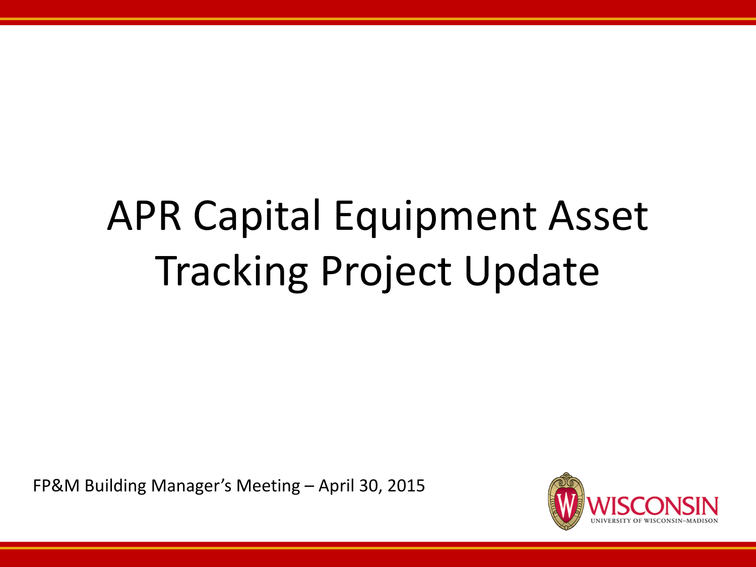# APR Capital Equipment Asset Tracking Project Update

FP&M Building Manager's Meeting – April 30, 2015

WISCONSIN
UNIVERSITY OF WISCONSIN–MADISON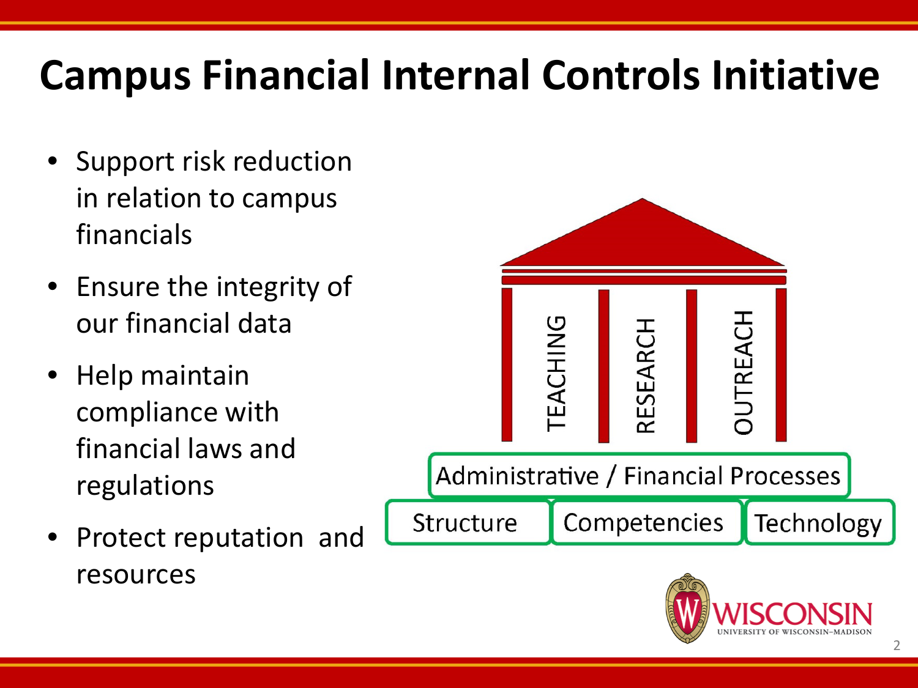# Campus Financial Internal Controls Initiative

- Support risk reduction in relation to campus financials
- Ensure the integrity of our financial data
- Help maintain compliance with financial laws and regulations
- Protect reputation and resources

TEACHING | RESEARCH | OUTREACH

Administrative / Financial Processes

Structure | Competencies | Technology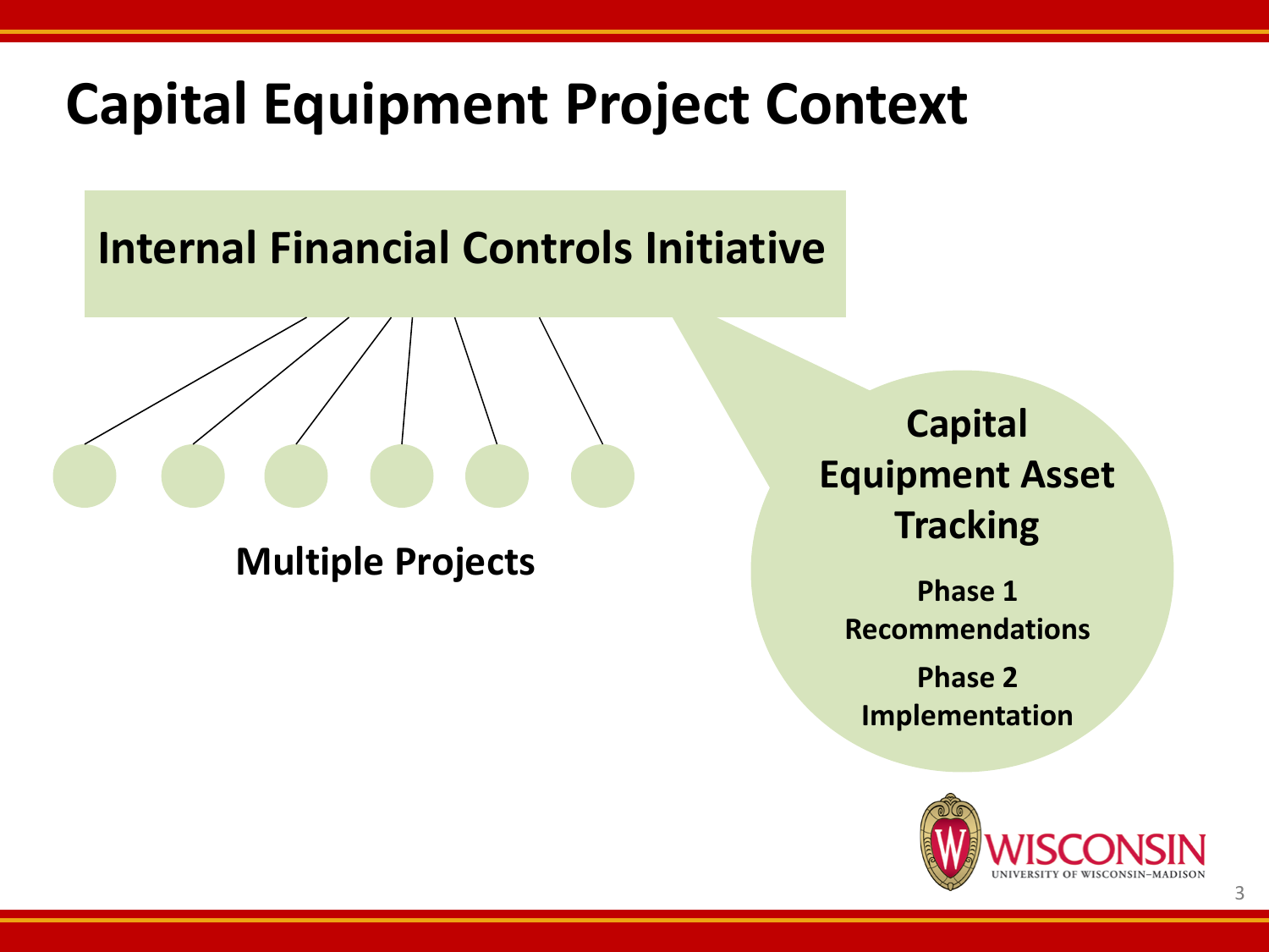# Capital Equipment Project Context

## Internal Financial Controls Initiative

**Multiple Projects**

**Capital Equipment Asset Tracking**

**Phase 1**
**Recommendations**

**Phase 2**
**Implementation**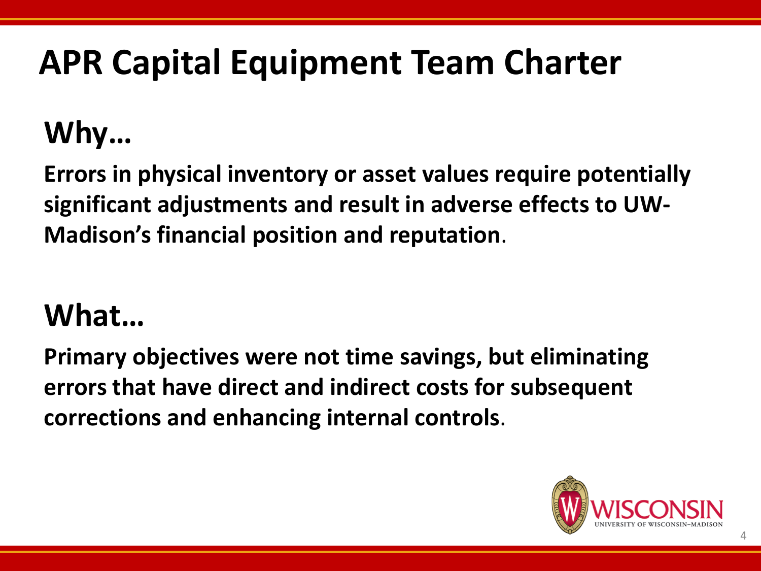# APR Capital Equipment Team Charter

## Why…

**Errors in physical inventory or asset values require potentially significant adjustments and result in adverse effects to UW-Madison's financial position and reputation**.

## What…

**Primary objectives were not time savings, but eliminating errors that have direct and indirect costs for subsequent corrections and enhancing internal controls**.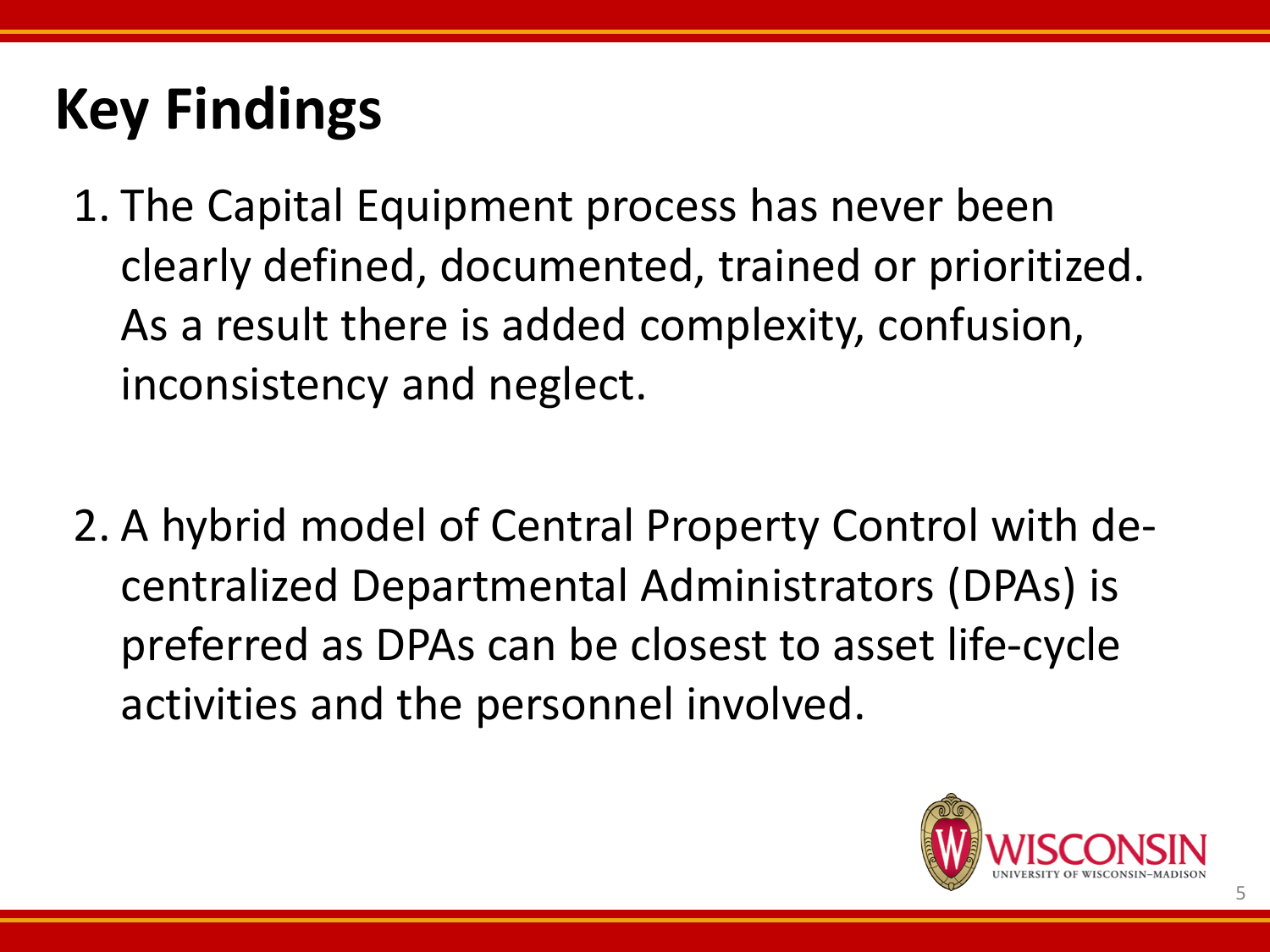# Key Findings

1. The Capital Equipment process has never been clearly defined, documented, trained or prioritized. As a result there is added complexity, confusion, inconsistency and neglect.

2. A hybrid model of Central Property Control with de-centralized Departmental Administrators (DPAs) is preferred as DPAs can be closest to asset life-cycle activities and the personnel involved.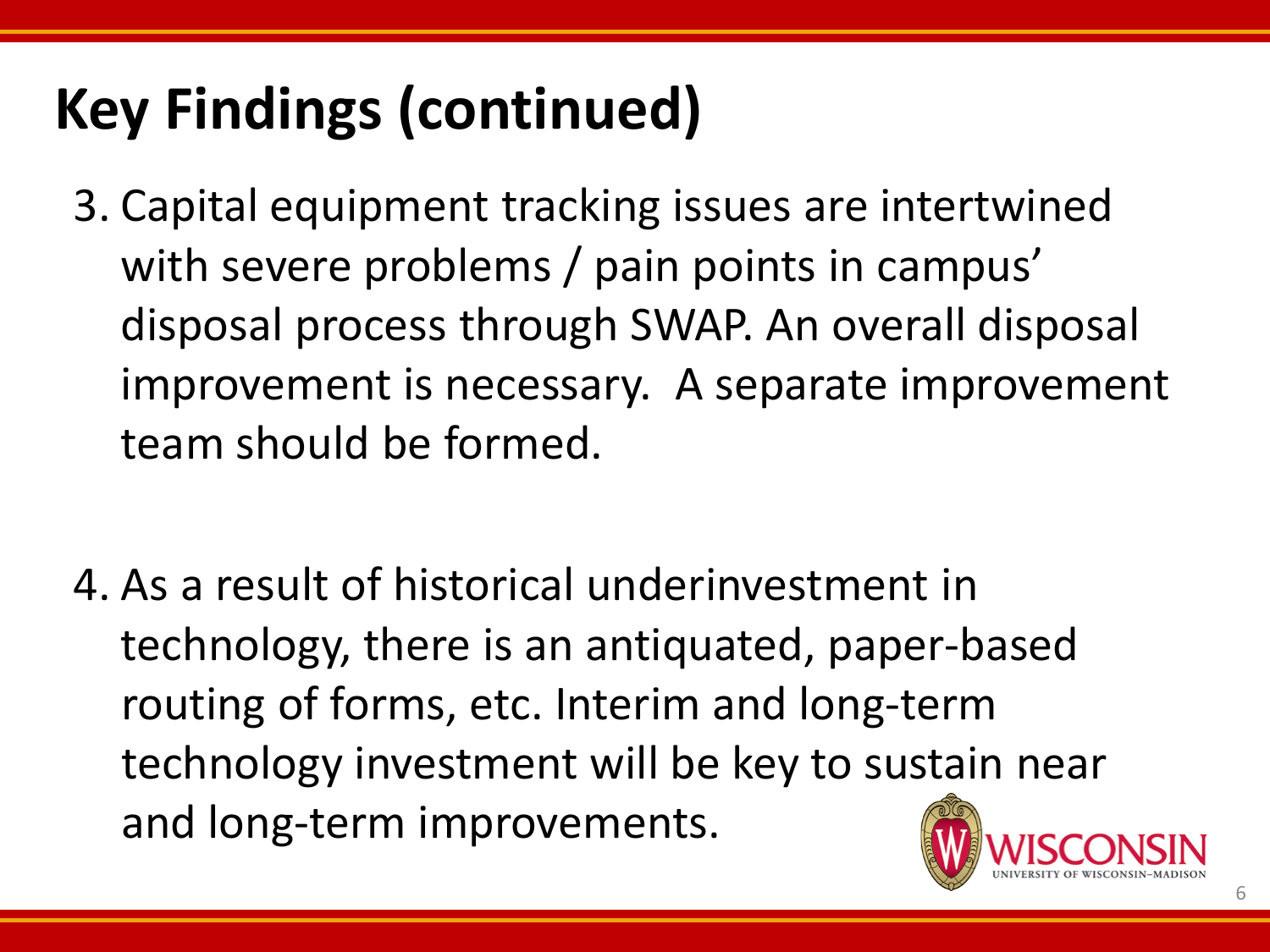# Key Findings (continued)

3. Capital equipment tracking issues are intertwined with severe problems / pain points in campus' disposal process through SWAP. An overall disposal improvement is necessary. A separate improvement team should be formed.

4. As a result of historical underinvestment in technology, there is an antiquated, paper-based routing of forms, etc. Interim and long-term technology investment will be key to sustain near and long-term improvements.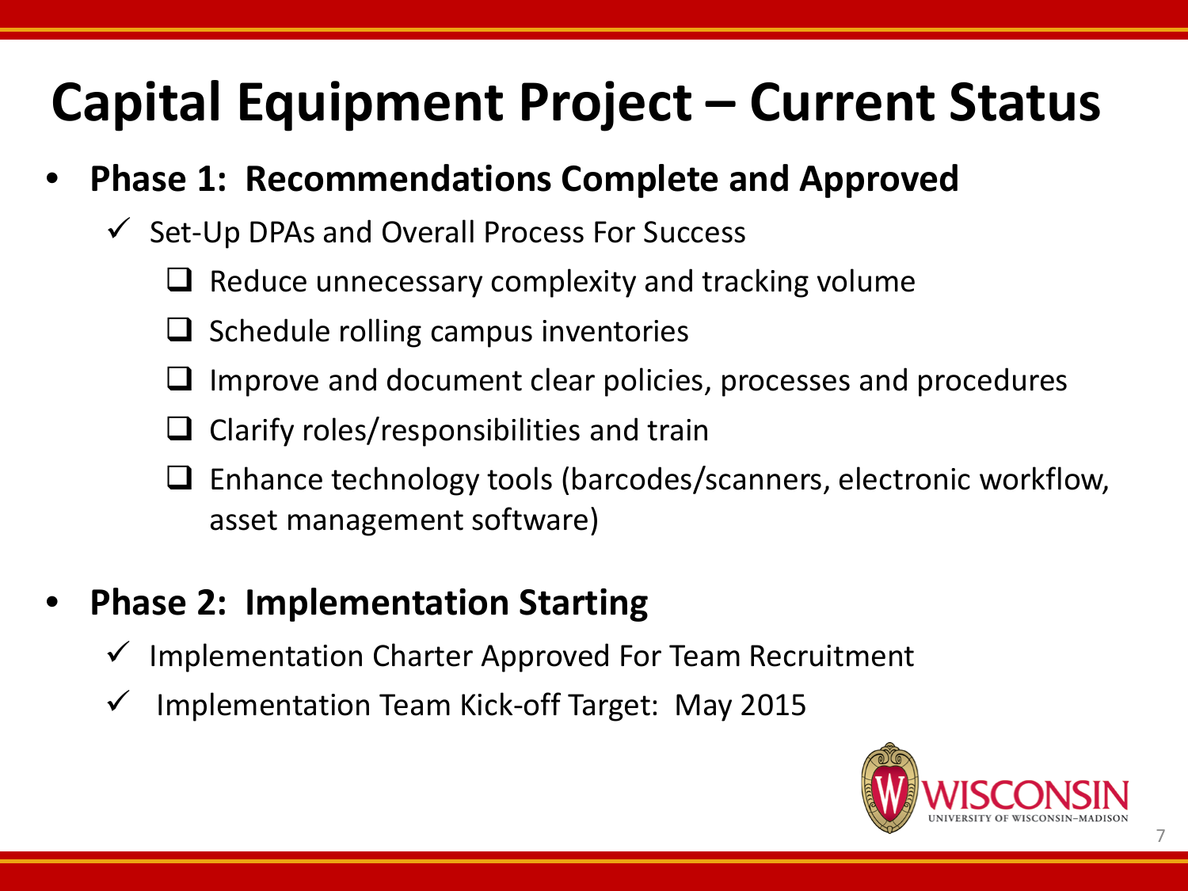# Capital Equipment Project – Current Status

- **Phase 1: Recommendations Complete and Approved**
  - ✓ Set-Up DPAs and Overall Process For Success
    - ❑ Reduce unnecessary complexity and tracking volume
    - ❑ Schedule rolling campus inventories
    - ❑ Improve and document clear policies, processes and procedures
    - ❑ Clarify roles/responsibilities and train
    - ❑ Enhance technology tools (barcodes/scanners, electronic workflow, asset management software)

- **Phase 2: Implementation Starting**
  - ✓ Implementation Charter Approved For Team Recruitment
  - ✓ Implementation Team Kick-off Target: May 2015

WISCONSIN
UNIVERSITY OF WISCONSIN–MADISON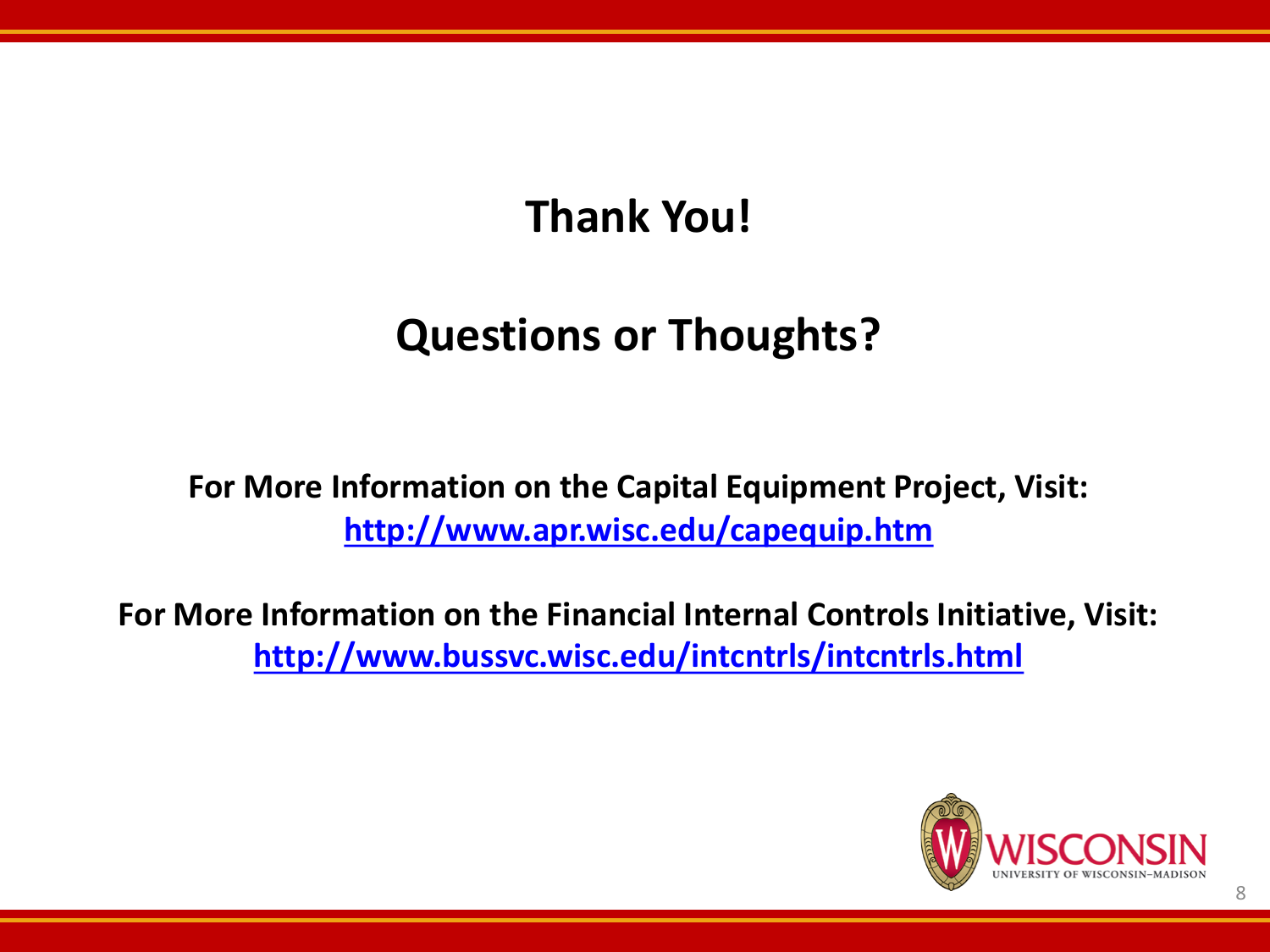# Thank You!

## Questions or Thoughts?

**For More Information on the Capital Equipment Project, Visit:**
**http://www.apr.wisc.edu/capequip.htm**

**For More Information on the Financial Internal Controls Initiative, Visit:**
**http://www.bussvc.wisc.edu/intcntrls/intcntrls.html**

WISCONSIN
UNIVERSITY OF WISCONSIN–MADISON